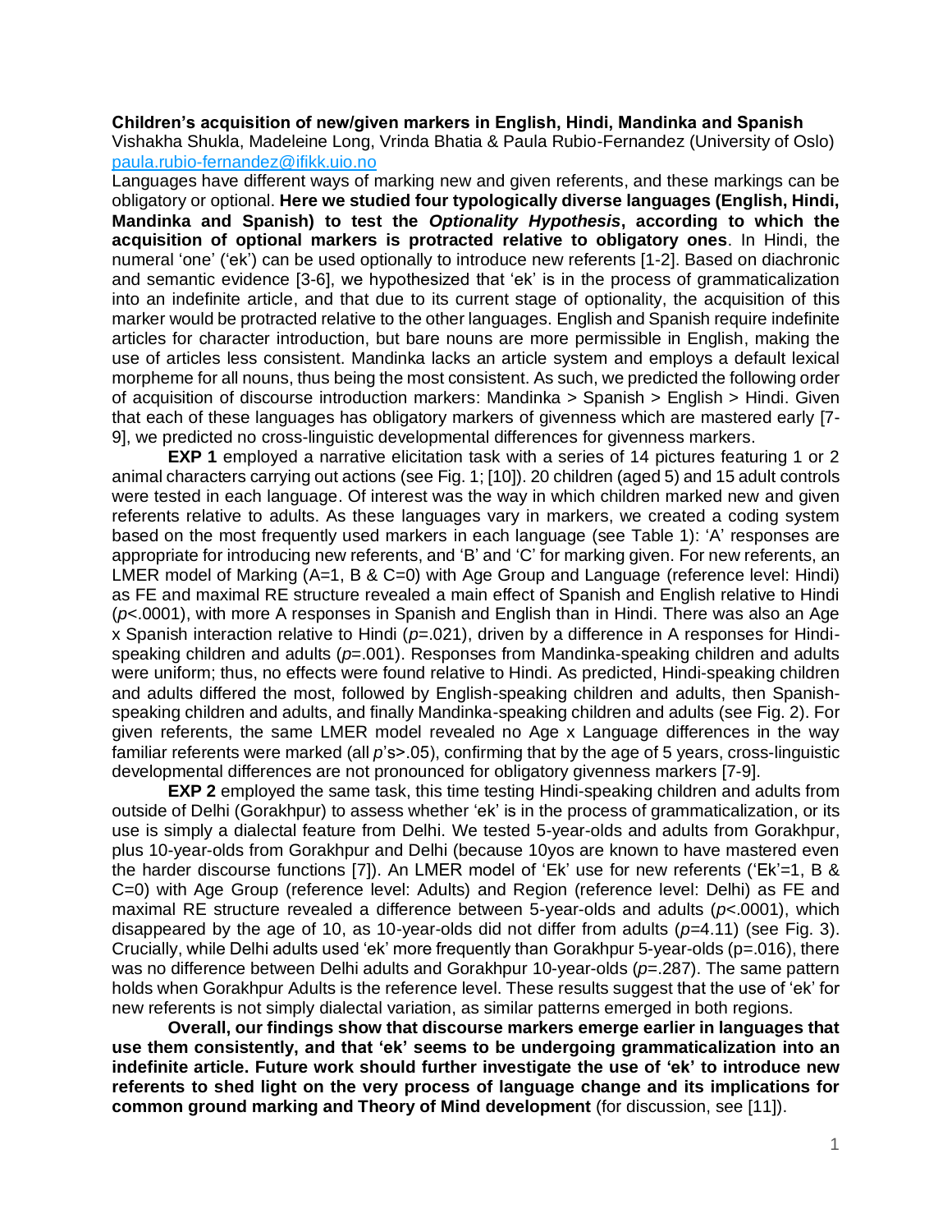**Children's acquisition of new/given markers in English, Hindi, Mandinka and Spanish**
Vishakha Shukla, Madeleine Long, Vrinda Bhatia & Paula Rubio-Fernandez (University of Oslo)
paula.rubio-fernandez@ifikk.uio.no

Languages have different ways of marking new and given referents, and these markings can be obligatory or optional. **Here we studied four typologically diverse languages (English, Hindi, Mandinka and Spanish) to test the *Optionality Hypothesis*, according to which the acquisition of optional markers is protracted relative to obligatory ones**. In Hindi, the numeral 'one' ('ek') can be used optionally to introduce new referents [1-2]. Based on diachronic and semantic evidence [3-6], we hypothesized that 'ek' is in the process of grammaticalization into an indefinite article, and that due to its current stage of optionality, the acquisition of this marker would be protracted relative to the other languages. English and Spanish require indefinite articles for character introduction, but bare nouns are more permissible in English, making the use of articles less consistent. Mandinka lacks an article system and employs a default lexical morpheme for all nouns, thus being the most consistent. As such, we predicted the following order of acquisition of discourse introduction markers: Mandinka > Spanish > English > Hindi. Given that each of these languages has obligatory markers of givenness which are mastered early [7-9], we predicted no cross-linguistic developmental differences for givenness markers.

**EXP 1** employed a narrative elicitation task with a series of 14 pictures featuring 1 or 2 animal characters carrying out actions (see Fig. 1; [10]). 20 children (aged 5) and 15 adult controls were tested in each language. Of interest was the way in which children marked new and given referents relative to adults. As these languages vary in markers, we created a coding system based on the most frequently used markers in each language (see Table 1): 'A' responses are appropriate for introducing new referents, and 'B' and 'C' for marking given. For new referents, an LMER model of Marking (A=1, B & C=0) with Age Group and Language (reference level: Hindi) as FE and maximal RE structure revealed a main effect of Spanish and English relative to Hindi ($p$<.0001), with more A responses in Spanish and English than in Hindi. There was also an Age x Spanish interaction relative to Hindi ($p$=.021), driven by a difference in A responses for Hindi-speaking children and adults ($p$=.001). Responses from Mandinka-speaking children and adults were uniform; thus, no effects were found relative to Hindi. As predicted, Hindi-speaking children and adults differed the most, followed by English-speaking children and adults, then Spanish-speaking children and adults, and finally Mandinka-speaking children and adults (see Fig. 2). For given referents, the same LMER model revealed no Age x Language differences in the way familiar referents were marked (all $p$'s>.05), confirming that by the age of 5 years, cross-linguistic developmental differences are not pronounced for obligatory givenness markers [7-9].

**EXP 2** employed the same task, this time testing Hindi-speaking children and adults from outside of Delhi (Gorakhpur) to assess whether 'ek' is in the process of grammaticalization, or its use is simply a dialectal feature from Delhi. We tested 5-year-olds and adults from Gorakhpur, plus 10-year-olds from Gorakhpur and Delhi (because 10yos are known to have mastered even the harder discourse functions [7]). An LMER model of 'Ek' use for new referents ('Ek'=1, B & C=0) with Age Group (reference level: Adults) and Region (reference level: Delhi) as FE and maximal RE structure revealed a difference between 5-year-olds and adults ($p$<.0001), which disappeared by the age of 10, as 10-year-olds did not differ from adults ($p$=4.11) (see Fig. 3). Crucially, while Delhi adults used 'ek' more frequently than Gorakhpur 5-year-olds (p=.016), there was no difference between Delhi adults and Gorakhpur 10-year-olds ($p$=.287). The same pattern holds when Gorakhpur Adults is the reference level. These results suggest that the use of 'ek' for new referents is not simply dialectal variation, as similar patterns emerged in both regions.

**Overall, our findings show that discourse markers emerge earlier in languages that use them consistently, and that 'ek' seems to be undergoing grammaticalization into an indefinite article. Future work should further investigate the use of 'ek' to introduce new referents to shed light on the very process of language change and its implications for common ground marking and Theory of Mind development** (for discussion, see [11]).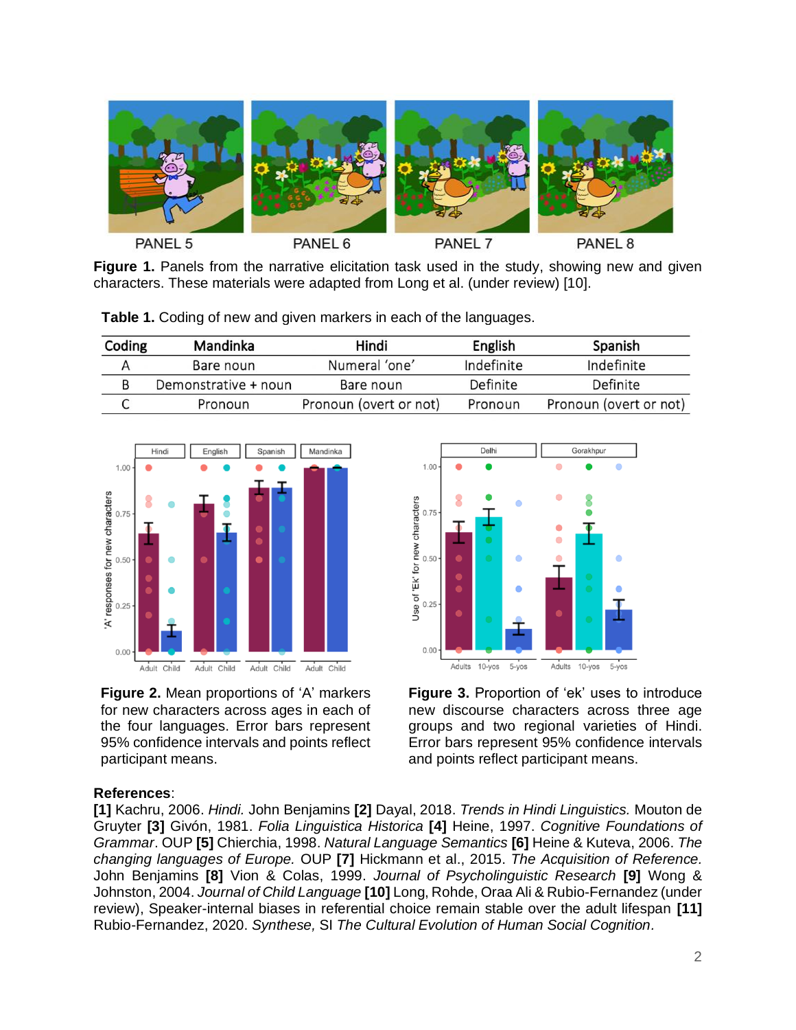PANEL 5 PANEL 6 PANEL 7 PANEL 8

**Figure 1.** Panels from the narrative elicitation task used in the study, showing new and given characters. These materials were adapted from Long et al. (under review) [10].

**Table 1.** Coding of new and given markers in each of the languages.

| Coding | Mandinka | Hindi | English | Spanish |
|---|---|---|---|---|
| A | Bare noun | Numeral 'one' | Indefinite | Indefinite |
| B | Demonstrative + noun | Bare noun | Definite | Definite |
| C | Pronoun | Pronoun (overt or not) | Pronoun | Pronoun (overt or not) |

Hindi English Spanish Mandinka

'A' responses for new characters

1.00 0.75 0.50 0.25 0.00

Adult Child Adult Child Adult Child Adult Child

**Figure 2.** Mean proportions of 'A' markers for new characters across ages in each of the four languages. Error bars represent 95% confidence intervals and points reflect participant means.

Delhi Gorakhpur

Use of 'Ek' for new characters

1.00 0.75 0.50 0.25 0.00

Adults 10-yos 5-yos Adults 10-yos 5-yos

**Figure 3.** Proportion of 'ek' uses to introduce new discourse characters across three age groups and two regional varieties of Hindi. Error bars represent 95% confidence intervals and points reflect participant means.

**References**:

**[1]** Kachru, 2006. *Hindi.* John Benjamins **[2]** Dayal, 2018. *Trends in Hindi Linguistics.* Mouton de Gruyter **[3]** Givón, 1981. *Folia Linguistica Historica* **[4]** Heine, 1997. *Cognitive Foundations of Grammar*. OUP **[5]** Chierchia, 1998. *Natural Language Semantics* **[6]** Heine & Kuteva, 2006. *The changing languages of Europe.* OUP **[7]** Hickmann et al., 2015. *The Acquisition of Reference.* John Benjamins **[8]** Vion & Colas, 1999. *Journal of Psycholinguistic Research* **[9]** Wong & Johnston, 2004. *Journal of Child Language* **[10]** Long, Rohde, Oraa Ali & Rubio-Fernandez (under review), Speaker-internal biases in referential choice remain stable over the adult lifespan **[11]** Rubio-Fernandez, 2020. *Synthese,* SI *The Cultural Evolution of Human Social Cognition.*